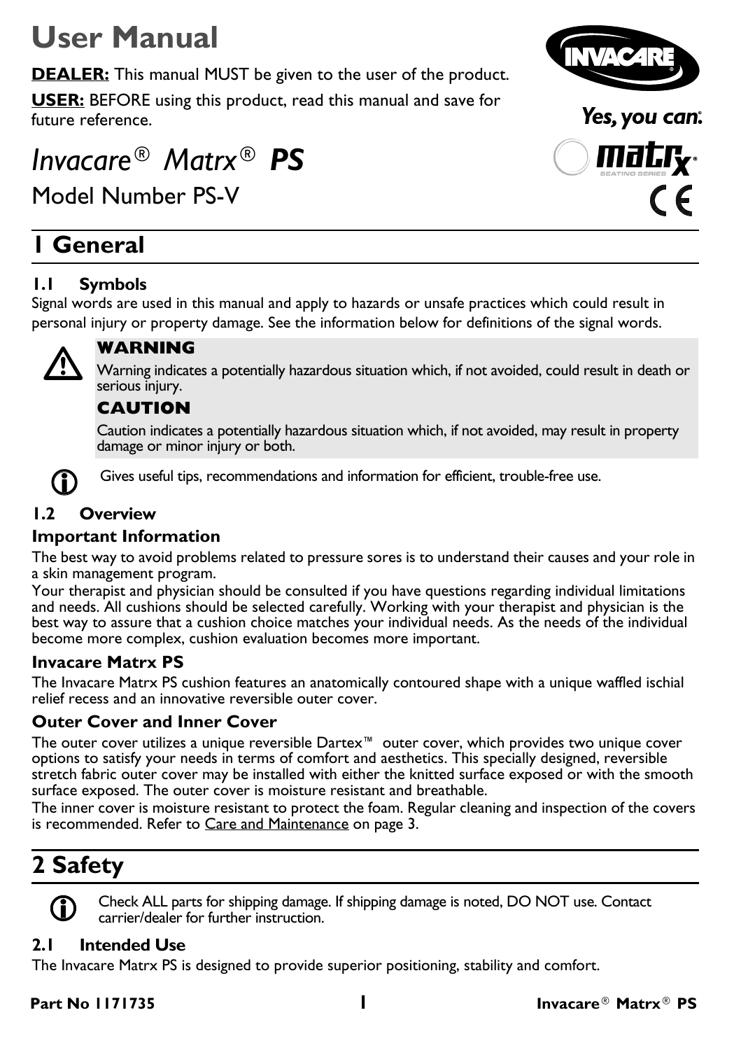# User Manual

**DEALER:** This manual MUST be given to the user of the product.

**USER:** BEFORE using this product, read this manual and save for future reference.

*Invacare® Matrx®* ***PS***

Model Number PS-V

## 1 General

### 1.1 Symbols

Signal words are used in this manual and apply to hazards or unsafe practices which could result in personal injury or property damage. See the information below for definitions of the signal words.

**WARNING**

Warning indicates a potentially hazardous situation which, if not avoided, could result in death or serious injury.

**CAUTION**

Caution indicates a potentially hazardous situation which, if not avoided, may result in property damage or minor injury or both.

Gives useful tips, recommendations and information for efficient, trouble-free use.

### 1.2 Overview

#### Important Information

The best way to avoid problems related to pressure sores is to understand their causes and your role in a skin management program.

Your therapist and physician should be consulted if you have questions regarding individual limitations and needs. All cushions should be selected carefully. Working with your therapist and physician is the best way to assure that a cushion choice matches your individual needs. As the needs of the individual become more complex, cushion evaluation becomes more important.

#### Invacare Matrx PS

The Invacare Matrx PS cushion features an anatomically contoured shape with a unique waffled ischial relief recess and an innovative reversible outer cover.

#### Outer Cover and Inner Cover

The outer cover utilizes a unique reversible Dartex™ outer cover, which provides two unique cover options to satisfy your needs in terms of comfort and aesthetics. This specially designed, reversible stretch fabric outer cover may be installed with either the knitted surface exposed or with the smooth surface exposed. The outer cover is moisture resistant and breathable.

The inner cover is moisture resistant to protect the foam. Regular cleaning and inspection of the covers is recommended. Refer to Care and Maintenance on page 3.

## 2 Safety

Check ALL parts for shipping damage. If shipping damage is noted, DO NOT use. Contact carrier/dealer for further instruction.

### 2.1 Intended Use

The Invacare Matrx PS is designed to provide superior positioning, stability and comfort.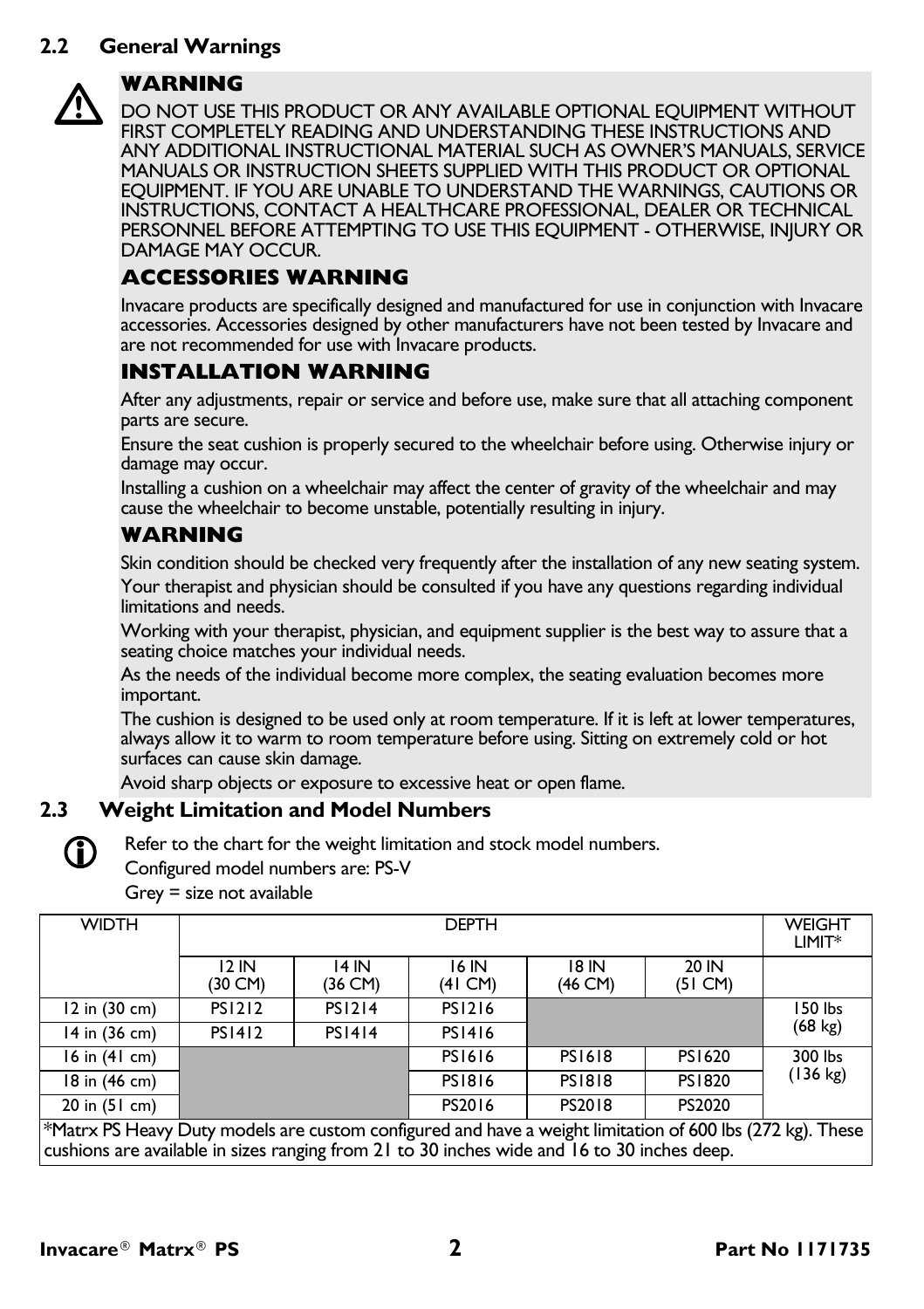## 2.2 General Warnings

**WARNING**

DO NOT USE THIS PRODUCT OR ANY AVAILABLE OPTIONAL EQUIPMENT WITHOUT FIRST COMPLETELY READING AND UNDERSTANDING THESE INSTRUCTIONS AND ANY ADDITIONAL INSTRUCTIONAL MATERIAL SUCH AS OWNER'S MANUALS, SERVICE MANUALS OR INSTRUCTION SHEETS SUPPLIED WITH THIS PRODUCT OR OPTIONAL EQUIPMENT. IF YOU ARE UNABLE TO UNDERSTAND THE WARNINGS, CAUTIONS OR INSTRUCTIONS, CONTACT A HEALTHCARE PROFESSIONAL, DEALER OR TECHNICAL PERSONNEL BEFORE ATTEMPTING TO USE THIS EQUIPMENT - OTHERWISE, INJURY OR DAMAGE MAY OCCUR.

**ACCESSORIES WARNING**

Invacare products are specifically designed and manufactured for use in conjunction with Invacare accessories. Accessories designed by other manufacturers have not been tested by Invacare and are not recommended for use with Invacare products.

**INSTALLATION WARNING**

After any adjustments, repair or service and before use, make sure that all attaching component parts are secure.

Ensure the seat cushion is properly secured to the wheelchair before using. Otherwise injury or damage may occur.

Installing a cushion on a wheelchair may affect the center of gravity of the wheelchair and may cause the wheelchair to become unstable, potentially resulting in injury.

**WARNING**

Skin condition should be checked very frequently after the installation of any new seating system.

Your therapist and physician should be consulted if you have any questions regarding individual limitations and needs.

Working with your therapist, physician, and equipment supplier is the best way to assure that a seating choice matches your individual needs.

As the needs of the individual become more complex, the seating evaluation becomes more important.

The cushion is designed to be used only at room temperature. If it is left at lower temperatures, always allow it to warm to room temperature before using. Sitting on extremely cold or hot surfaces can cause skin damage.

Avoid sharp objects or exposure to excessive heat or open flame.

## 2.3 Weight Limitation and Model Numbers

Refer to the chart for the weight limitation and stock model numbers.

Configured model numbers are: PS-V

Grey = size not available

| WIDTH | DEPTH | | | | | WEIGHT LIMIT* |
|---|---|---|---|---|---|---|
| | 12 IN (30 CM) | 14 IN (36 CM) | 16 IN (41 CM) | 18 IN (46 CM) | 20 IN (51 CM) | |
| 12 in (30 cm) | PS1212 | PS1214 | PS1216 | | | 150 lbs (68 kg) |
| 14 in (36 cm) | PS1412 | PS1414 | PS1416 | | | |
| 16 in (41 cm) | | | PS1616 | PS1618 | PS1620 | 300 lbs (136 kg) |
| 18 in (46 cm) | | | PS1816 | PS1818 | PS1820 | |
| 20 in (51 cm) | | | PS2016 | PS2018 | PS2020 | |

*Matrx PS Heavy Duty models are custom configured and have a weight limitation of 600 lbs (272 kg). These cushions are available in sizes ranging from 21 to 30 inches wide and 16 to 30 inches deep.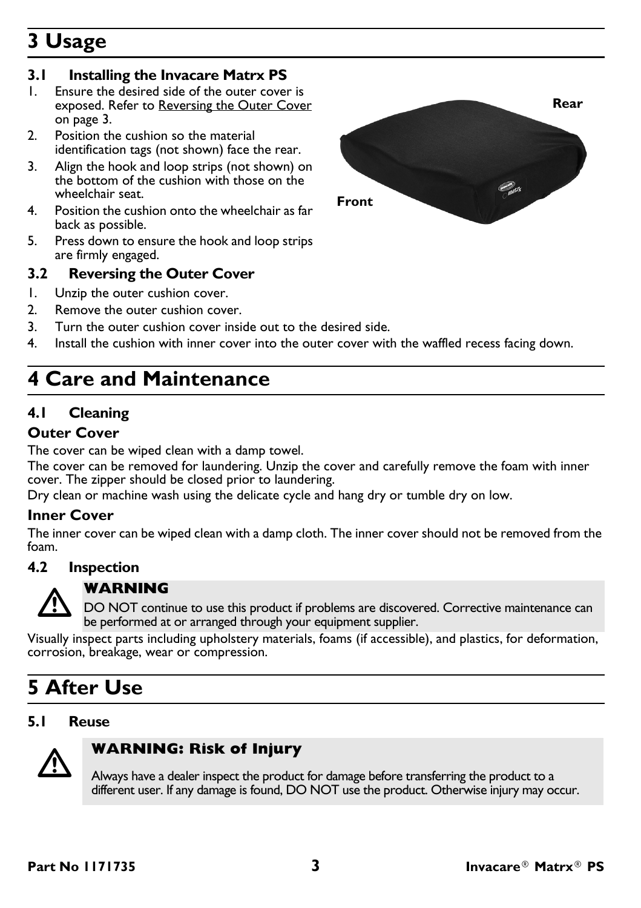# 3 Usage

### 3.1 Installing the Invacare Matrx PS

1. Ensure the desired side of the outer cover is exposed. Refer to Reversing the Outer Cover on page 3.
2. Position the cushion so the material identification tags (not shown) face the rear.
3. Align the hook and loop strips (not shown) on the bottom of the cushion with those on the wheelchair seat.
4. Position the cushion onto the wheelchair as far back as possible.
5. Press down to ensure the hook and loop strips are firmly engaged.

**Rear**

**Front**

### 3.2 Reversing the Outer Cover

1. Unzip the outer cushion cover.
2. Remove the outer cushion cover.
3. Turn the outer cushion cover inside out to the desired side.
4. Install the cushion with inner cover into the outer cover with the waffled recess facing down.

# 4 Care and Maintenance

### 4.1 Cleaning

#### Outer Cover

The cover can be wiped clean with a damp towel.

The cover can be removed for laundering. Unzip the cover and carefully remove the foam with inner cover. The zipper should be closed prior to laundering.

Dry clean or machine wash using the delicate cycle and hang dry or tumble dry on low.

#### Inner Cover

The inner cover can be wiped clean with a damp cloth. The inner cover should not be removed from the foam.

### 4.2 Inspection

**WARNING**

DO NOT continue to use this product if problems are discovered. Corrective maintenance can be performed at or arranged through your equipment supplier.

Visually inspect parts including upholstery materials, foams (if accessible), and plastics, for deformation, corrosion, breakage, wear or compression.

# 5 After Use

### 5.1 Reuse

**WARNING: Risk of Injury**

Always have a dealer inspect the product for damage before transferring the product to a different user. If any damage is found, DO NOT use the product. Otherwise injury may occur.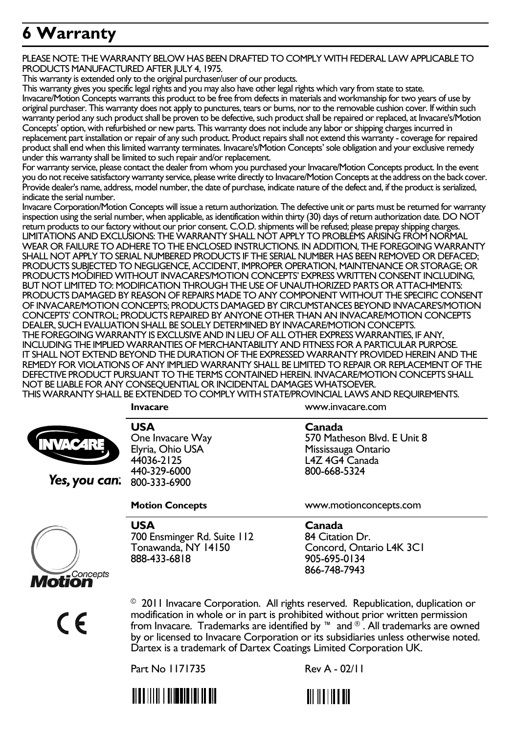# 6 Warranty

PLEASE NOTE: THE WARRANTY BELOW HAS BEEN DRAFTED TO COMPLY WITH FEDERAL LAW APPLICABLE TO PRODUCTS MANUFACTURED AFTER JULY 4, 1975.

This warranty is extended only to the original purchaser/user of our products.

This warranty gives you specific legal rights and you may also have other legal rights which vary from state to state.

Invacare/Motion Concepts warrants this product to be free from defects in materials and workmanship for two years of use by original purchaser. This warranty does not apply to punctures, tears or burns, nor to the removable cushion cover. If within such warranty period any such product shall be proven to be defective, such product shall be repaired or replaced, at Invacare's/Motion Concepts' option, with refurbished or new parts. This warranty does not include any labor or shipping charges incurred in replacement part installation or repair of any such product. Product repairs shall not extend this warranty - coverage for repaired product shall end when this limited warranty terminates. Invacare's/Motion Concepts' sole obligation and your exclusive remedy under this warranty shall be limited to such repair and/or replacement.

For warranty service, please contact the dealer from whom you purchased your Invacare/Motion Concepts product. In the event you do not receive satisfactory warranty service, please write directly to Invacare/Motion Concepts at the address on the back cover. Provide dealer's name, address, model number, the date of purchase, indicate nature of the defect and, if the product is serialized, indicate the serial number.

Invacare Corporation/Motion Concepts will issue a return authorization. The defective unit or parts must be returned for warranty inspection using the serial number, when applicable, as identification within thirty (30) days of return authorization date. DO NOT return products to our factory without our prior consent. C.O.D. shipments will be refused; please prepay shipping charges.

LIMITATIONS AND EXCLUSIONS: THE WARRANTY SHALL NOT APPLY TO PROBLEMS ARISING FROM NORMAL WEAR OR FAILURE TO ADHERE TO THE ENCLOSED INSTRUCTIONS. IN ADDITION, THE FOREGOING WARRANTY SHALL NOT APPLY TO SERIAL NUMBERED PRODUCTS IF THE SERIAL NUMBER HAS BEEN REMOVED OR DEFACED; PRODUCTS SUBJECTED TO NEGLIGENCE, ACCIDENT, IMPROPER OPERATION, MAINTENANCE OR STORAGE; OR PRODUCTS MODIFIED WITHOUT INVACARE'S/MOTION CONCEPTS' EXPRESS WRITTEN CONSENT INCLUDING, BUT NOT LIMITED TO: MODIFICATION THROUGH THE USE OF UNAUTHORIZED PARTS OR ATTACHMENTS: PRODUCTS DAMAGED BY REASON OF REPAIRS MADE TO ANY COMPONENT WITHOUT THE SPECIFIC CONSENT OF INVACARE/MOTION CONCEPTS; PRODUCTS DAMAGED BY CIRCUMSTANCES BEYOND INVACARE'S/MOTION CONCEPTS' CONTROL; PRODUCTS REPAIRED BY ANYONE OTHER THAN AN INVACARE/MOTION CONCEPTS DEALER, SUCH EVALUATION SHALL BE SOLELY DETERMINED BY INVACARE/MOTION CONCEPTS.

THE FOREGOING WARRANTY IS EXCLUSIVE AND IN LIEU OF ALL OTHER EXPRESS WARRANTIES, IF ANY, INCLUDING THE IMPLIED WARRANTIES OF MERCHANTABILITY AND FITNESS FOR A PARTICULAR PURPOSE.

IT SHALL NOT EXTEND BEYOND THE DURATION OF THE EXPRESSED WARRANTY PROVIDED HEREIN AND THE REMEDY FOR VIOLATIONS OF ANY IMPLIED WARRANTY SHALL BE LIMITED TO REPAIR OR REPLACEMENT OF THE DEFECTIVE PRODUCT PURSUANT TO THE TERMS CONTAINED HEREIN. INVACARE/MOTION CONCEPTS SHALL NOT BE LIABLE FOR ANY CONSEQUENTIAL OR INCIDENTAL DAMAGES WHATSOEVER.

THIS WARRANTY SHALL BE EXTENDED TO COMPLY WITH STATE/PROVINCIAL LAWS AND REQUIREMENTS.

**Invacare** www.invacare.com

Yes, you can.

**USA**
One Invacare Way
Elyria, Ohio USA
44036-2125
440-329-6000
800-333-6900

**Canada**
570 Matheson Blvd. E Unit 8
Mississauga Ontario
L4Z 4G4 Canada
800-668-5324

**Motion Concepts** www.motionconcepts.com

**USA**
700 Ensminger Rd. Suite 112
Tonawanda, NY 14150
888-433-6818

**Canada**
84 Citation Dr.
Concord, Ontario L4K 3C1
905-695-0134
866-748-7943

© 2011 Invacare Corporation. All rights reserved. Republication, duplication or modification in whole or in part is prohibited without prior written permission from Invacare. Trademarks are identified by ™ and ®. All trademarks are owned by or licensed to Invacare Corporation or its subsidiaries unless otherwise noted. Dartex is a trademark of Dartex Coatings Limited Corporation UK.

Part No 1171735 Rev A - 02/11